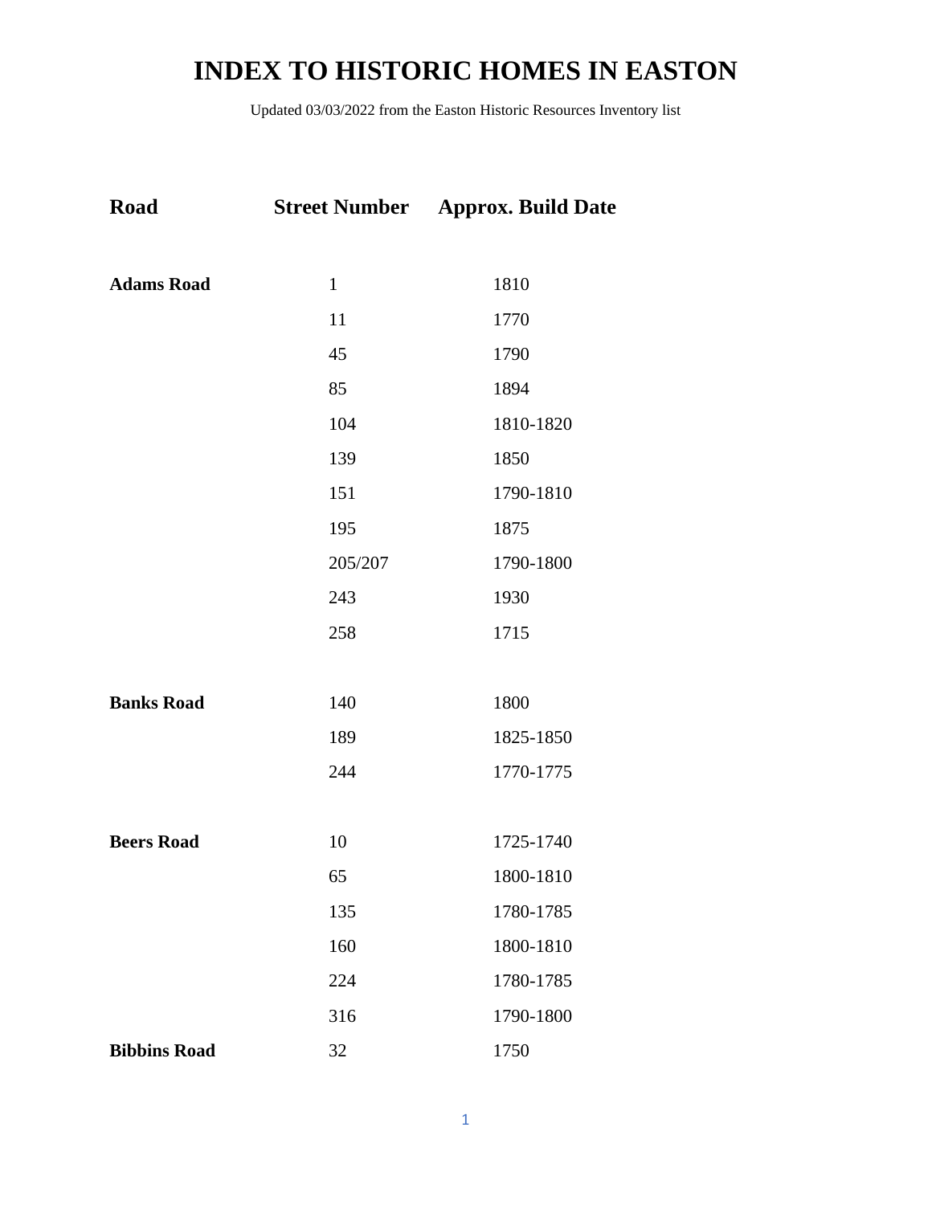# INDEX TO HISTORIC HOMES IN EASTON

Updated 03/03/2022 from the Easton Historic Resources Inventory list

| Road | Street Number | Approx. Build Date |
|---|---|---|
| **Adams Road** | 1 | 1810 |
| | 11 | 1770 |
| | 45 | 1790 |
| | 85 | 1894 |
| | 104 | 1810-1820 |
| | 139 | 1850 |
| | 151 | 1790-1810 |
| | 195 | 1875 |
| | 205/207 | 1790-1800 |
| | 243 | 1930 |
| | 258 | 1715 |
| **Banks Road** | 140 | 1800 |
| | 189 | 1825-1850 |
| | 244 | 1770-1775 |
| **Beers Road** | 10 | 1725-1740 |
| | 65 | 1800-1810 |
| | 135 | 1780-1785 |
| | 160 | 1800-1810 |
| | 224 | 1780-1785 |
| | 316 | 1790-1800 |
| **Bibbins Road** | 32 | 1750 |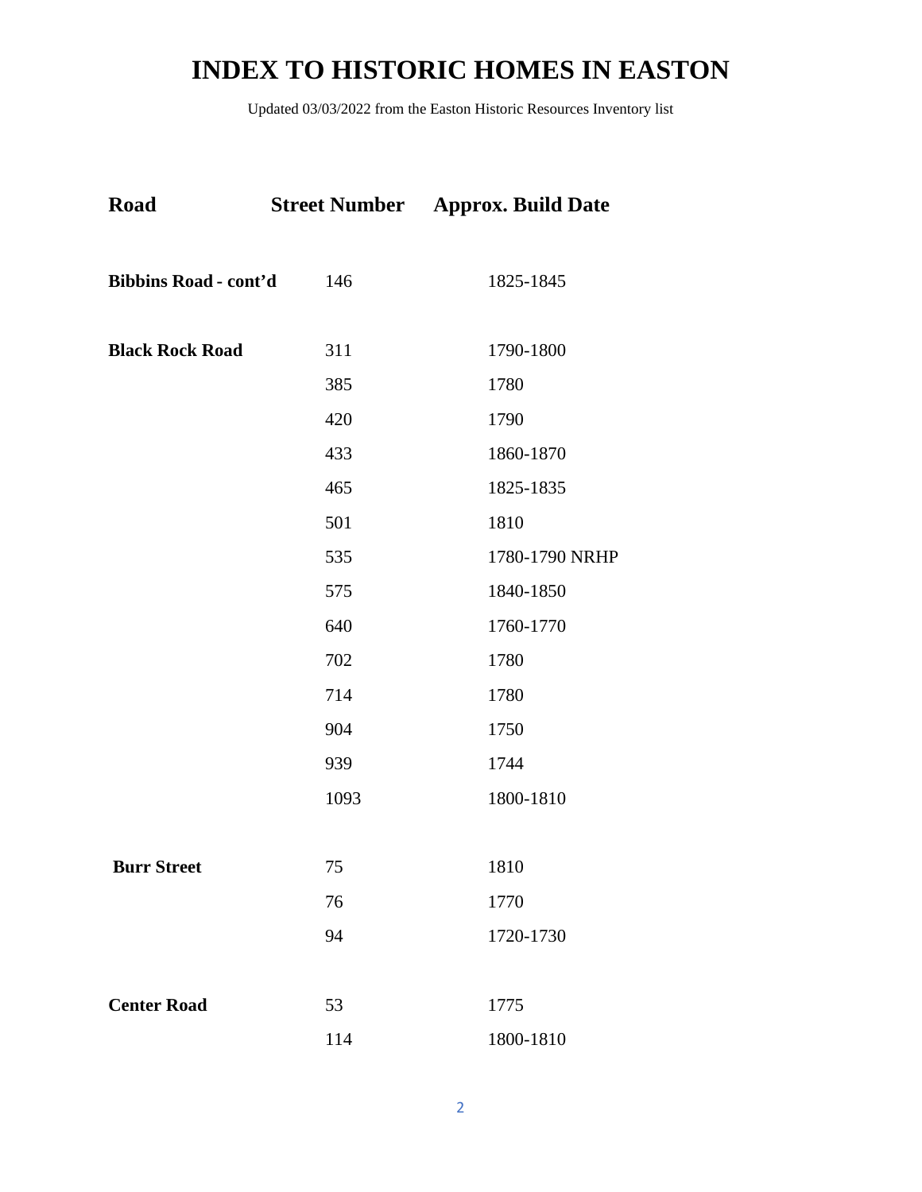# INDEX TO HISTORIC HOMES IN EASTON

Updated 03/03/2022 from the Easton Historic Resources Inventory list

| Road | Street Number | Approx. Build Date |
|---|---|---|
| **Bibbins Road - cont'd** | 146 | 1825-1845 |
| **Black Rock Road** | 311 | 1790-1800 |
| | 385 | 1780 |
| | 420 | 1790 |
| | 433 | 1860-1870 |
| | 465 | 1825-1835 |
| | 501 | 1810 |
| | 535 | 1780-1790 NRHP |
| | 575 | 1840-1850 |
| | 640 | 1760-1770 |
| | 702 | 1780 |
| | 714 | 1780 |
| | 904 | 1750 |
| | 939 | 1744 |
| | 1093 | 1800-1810 |
| **Burr Street** | 75 | 1810 |
| | 76 | 1770 |
| | 94 | 1720-1730 |
| **Center Road** | 53 | 1775 |
| | 114 | 1800-1810 |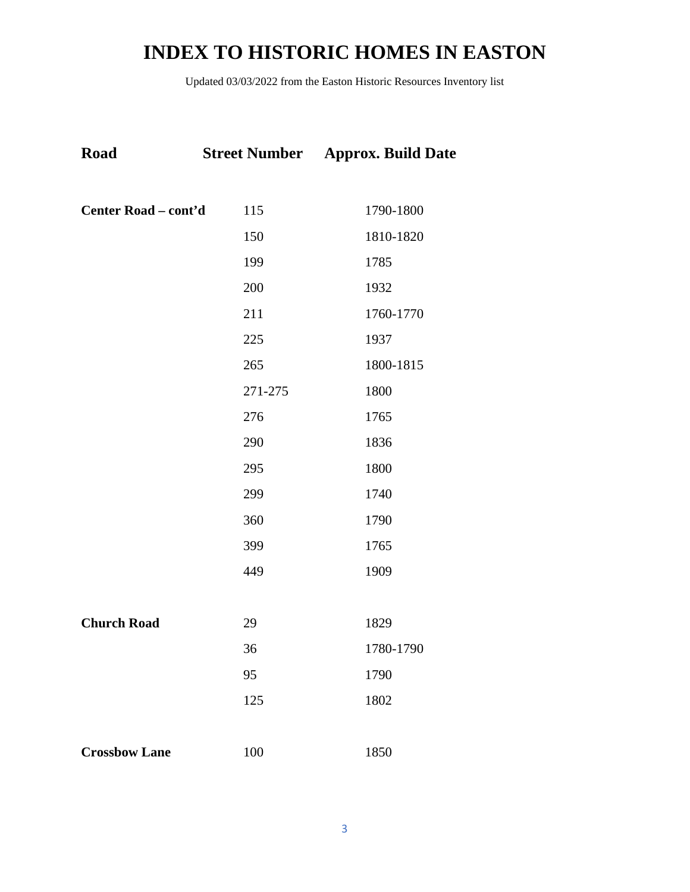# INDEX TO HISTORIC HOMES IN EASTON

Updated 03/03/2022 from the Easton Historic Resources Inventory list

| Road | Street Number | Approx. Build Date |
| --- | --- | --- |
| **Center Road – cont'd** | 115 | 1790-1800 |
| | 150 | 1810-1820 |
| | 199 | 1785 |
| | 200 | 1932 |
| | 211 | 1760-1770 |
| | 225 | 1937 |
| | 265 | 1800-1815 |
| | 271-275 | 1800 |
| | 276 | 1765 |
| | 290 | 1836 |
| | 295 | 1800 |
| | 299 | 1740 |
| | 360 | 1790 |
| | 399 | 1765 |
| | 449 | 1909 |
| **Church Road** | 29 | 1829 |
| | 36 | 1780-1790 |
| | 95 | 1790 |
| | 125 | 1802 |
| **Crossbow Lane** | 100 | 1850 |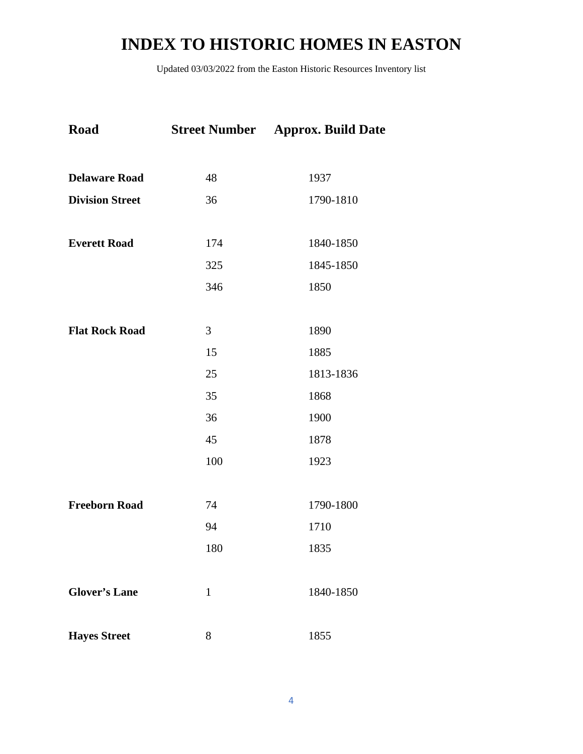# INDEX TO HISTORIC HOMES IN EASTON

Updated 03/03/2022 from the Easton Historic Resources Inventory list

| Road | Street Number | Approx. Build Date |
|---|---|---|
| **Delaware Road** | 48 | 1937 |
| **Division Street** | 36 | 1790-1810 |
| **Everett Road** | 174 | 1840-1850 |
| | 325 | 1845-1850 |
| | 346 | 1850 |
| **Flat Rock Road** | 3 | 1890 |
| | 15 | 1885 |
| | 25 | 1813-1836 |
| | 35 | 1868 |
| | 36 | 1900 |
| | 45 | 1878 |
| | 100 | 1923 |
| **Freeborn Road** | 74 | 1790-1800 |
| | 94 | 1710 |
| | 180 | 1835 |
| **Glover's Lane** | 1 | 1840-1850 |
| **Hayes Street** | 8 | 1855 |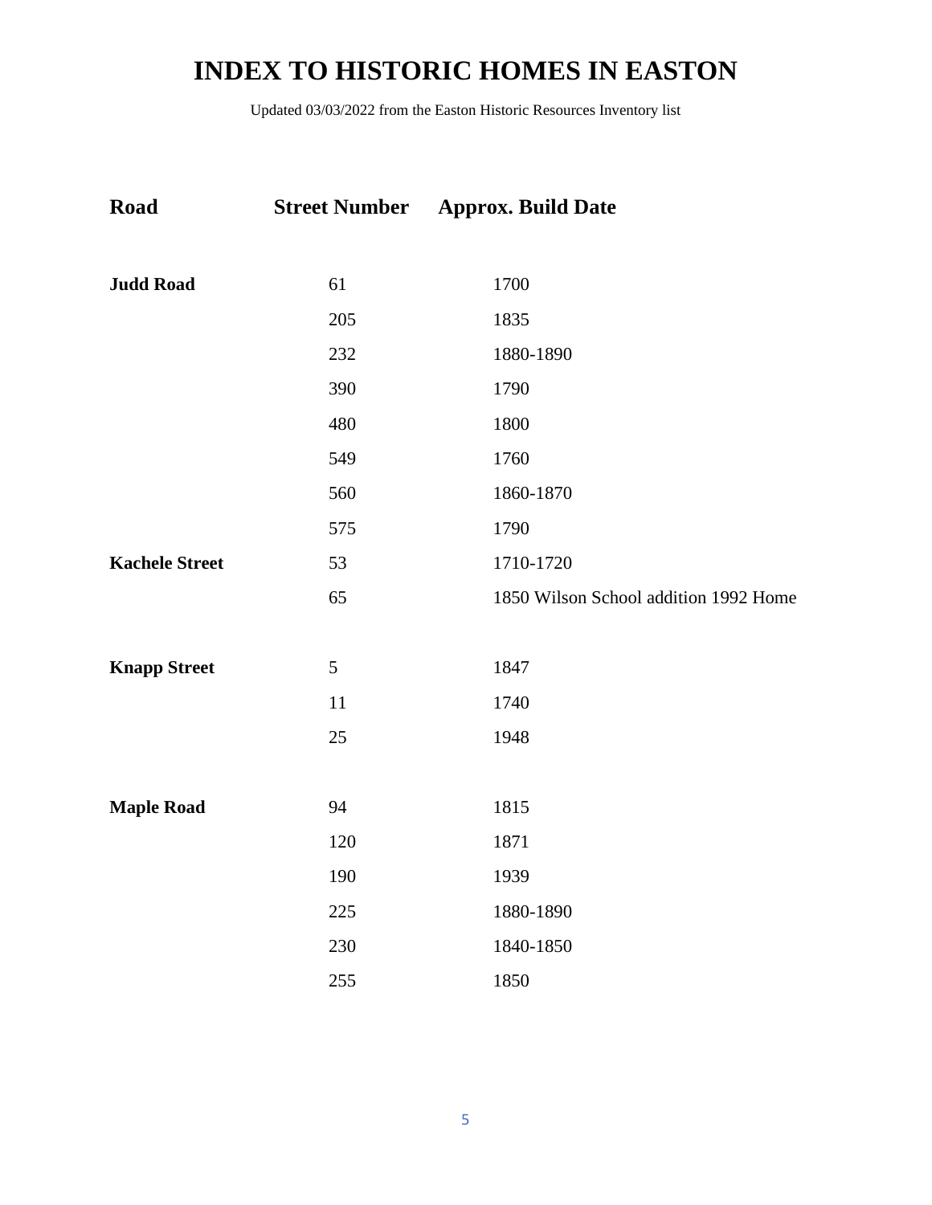# INDEX TO HISTORIC HOMES IN EASTON

Updated 03/03/2022 from the Easton Historic Resources Inventory list

| Road | Street Number | Approx. Build Date |
|---|---|---|
| **Judd Road** | 61 | 1700 |
| | 205 | 1835 |
| | 232 | 1880-1890 |
| | 390 | 1790 |
| | 480 | 1800 |
| | 549 | 1760 |
| | 560 | 1860-1870 |
| | 575 | 1790 |
| **Kachele Street** | 53 | 1710-1720 |
| | 65 | 1850 Wilson School addition 1992 Home |
| **Knapp Street** | 5 | 1847 |
| | 11 | 1740 |
| | 25 | 1948 |
| **Maple Road** | 94 | 1815 |
| | 120 | 1871 |
| | 190 | 1939 |
| | 225 | 1880-1890 |
| | 230 | 1840-1850 |
| | 255 | 1850 |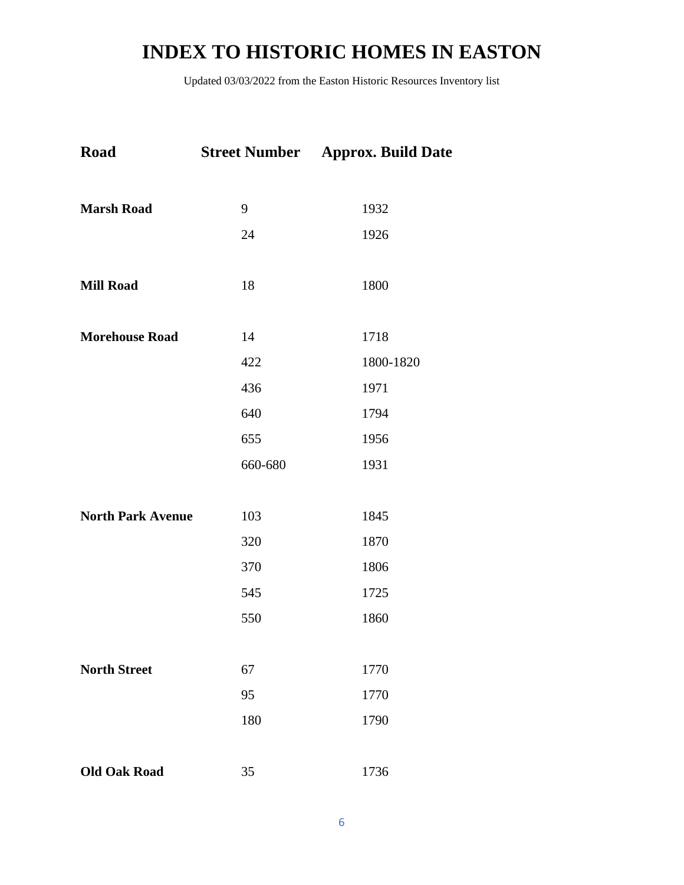# INDEX TO HISTORIC HOMES IN EASTON

Updated 03/03/2022 from the Easton Historic Resources Inventory list

| Road | Street Number | Approx. Build Date |
|---|---|---|
| **Marsh Road** | 9 | 1932 |
| | 24 | 1926 |
| **Mill Road** | 18 | 1800 |
| **Morehouse Road** | 14 | 1718 |
| | 422 | 1800-1820 |
| | 436 | 1971 |
| | 640 | 1794 |
| | 655 | 1956 |
| | 660-680 | 1931 |
| **North Park Avenue** | 103 | 1845 |
| | 320 | 1870 |
| | 370 | 1806 |
| | 545 | 1725 |
| | 550 | 1860 |
| **North Street** | 67 | 1770 |
| | 95 | 1770 |
| | 180 | 1790 |
| **Old Oak Road** | 35 | 1736 |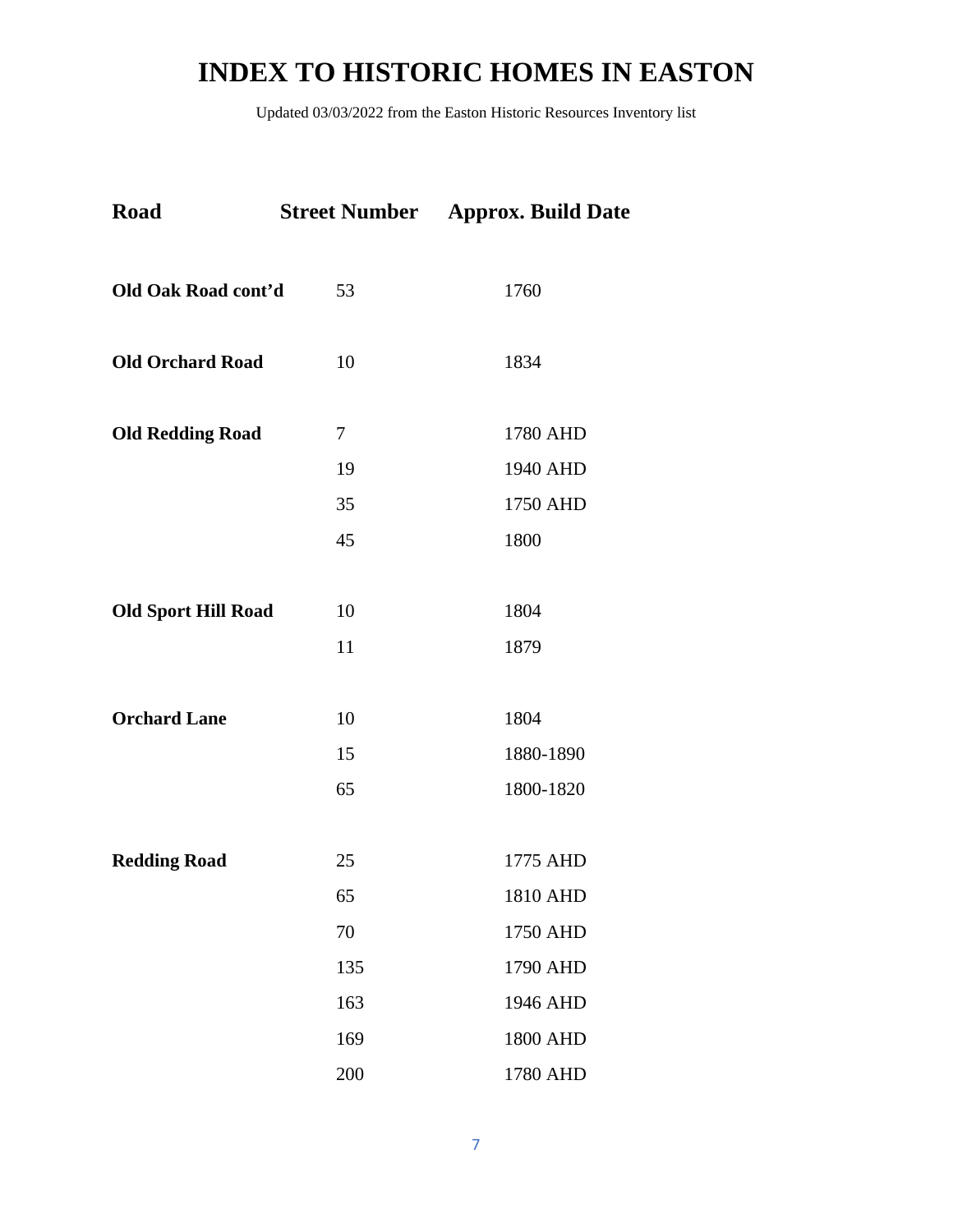# INDEX TO HISTORIC HOMES IN EASTON

Updated 03/03/2022 from the Easton Historic Resources Inventory list

| Road | Street Number | Approx. Build Date |
|---|---|---|
| **Old Oak Road cont'd** | 53 | 1760 |
| **Old Orchard Road** | 10 | 1834 |
| **Old Redding Road** | 7 | 1780 AHD |
| | 19 | 1940 AHD |
| | 35 | 1750 AHD |
| | 45 | 1800 |
| **Old Sport Hill Road** | 10 | 1804 |
| | 11 | 1879 |
| **Orchard Lane** | 10 | 1804 |
| | 15 | 1880-1890 |
| | 65 | 1800-1820 |
| **Redding Road** | 25 | 1775 AHD |
| | 65 | 1810 AHD |
| | 70 | 1750 AHD |
| | 135 | 1790 AHD |
| | 163 | 1946 AHD |
| | 169 | 1800 AHD |
| | 200 | 1780 AHD |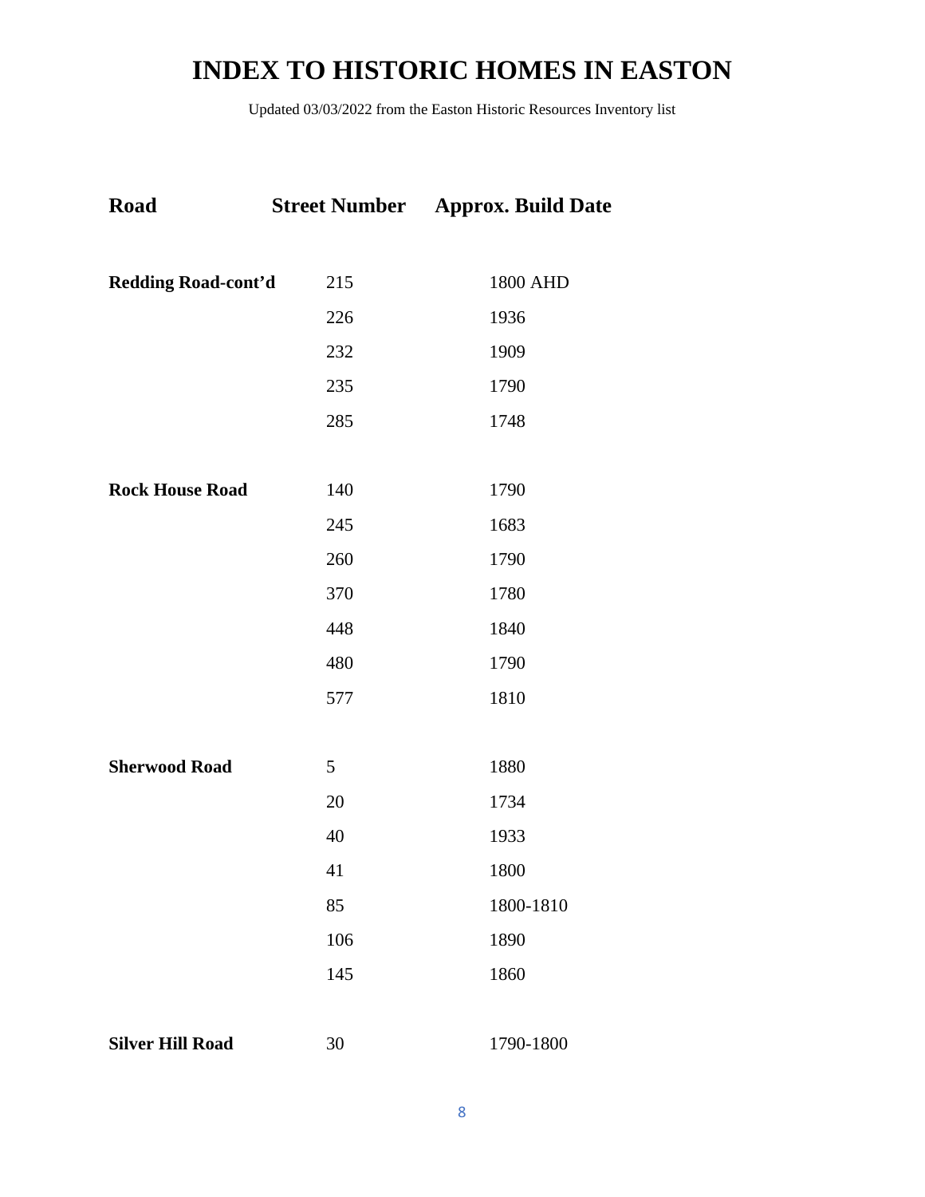# INDEX TO HISTORIC HOMES IN EASTON

Updated 03/03/2022 from the Easton Historic Resources Inventory list

| Road | Street Number | Approx. Build Date |
|---|---|---|
| **Redding Road-cont'd** | 215 | 1800 AHD |
| | 226 | 1936 |
| | 232 | 1909 |
| | 235 | 1790 |
| | 285 | 1748 |
| **Rock House Road** | 140 | 1790 |
| | 245 | 1683 |
| | 260 | 1790 |
| | 370 | 1780 |
| | 448 | 1840 |
| | 480 | 1790 |
| | 577 | 1810 |
| **Sherwood Road** | 5 | 1880 |
| | 20 | 1734 |
| | 40 | 1933 |
| | 41 | 1800 |
| | 85 | 1800-1810 |
| | 106 | 1890 |
| | 145 | 1860 |
| **Silver Hill Road** | 30 | 1790-1800 |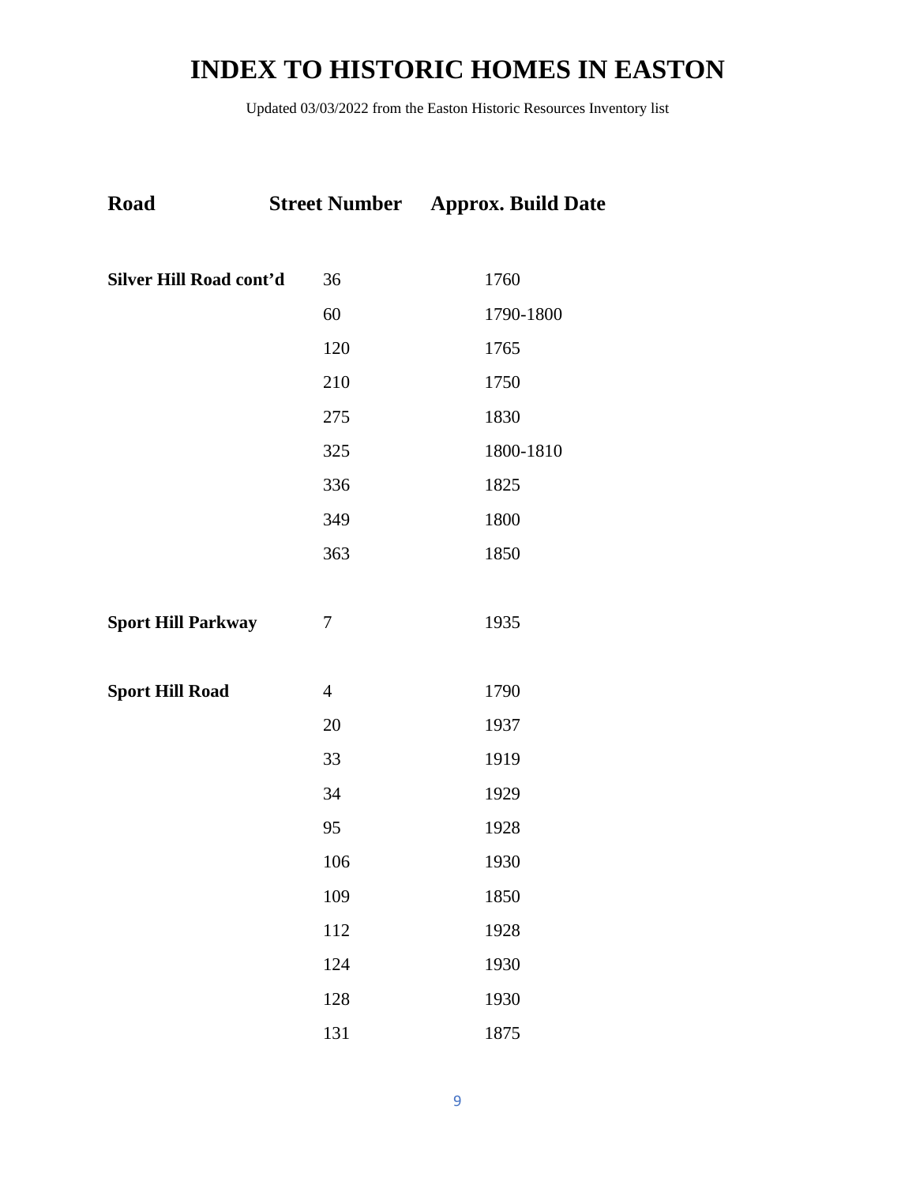# INDEX TO HISTORIC HOMES IN EASTON

Updated 03/03/2022 from the Easton Historic Resources Inventory list

| Road | Street Number | Approx. Build Date |
|---|---|---|
| **Silver Hill Road cont'd** | 36 | 1760 |
| | 60 | 1790-1800 |
| | 120 | 1765 |
| | 210 | 1750 |
| | 275 | 1830 |
| | 325 | 1800-1810 |
| | 336 | 1825 |
| | 349 | 1800 |
| | 363 | 1850 |
| **Sport Hill Parkway** | 7 | 1935 |
| **Sport Hill Road** | 4 | 1790 |
| | 20 | 1937 |
| | 33 | 1919 |
| | 34 | 1929 |
| | 95 | 1928 |
| | 106 | 1930 |
| | 109 | 1850 |
| | 112 | 1928 |
| | 124 | 1930 |
| | 128 | 1930 |
| | 131 | 1875 |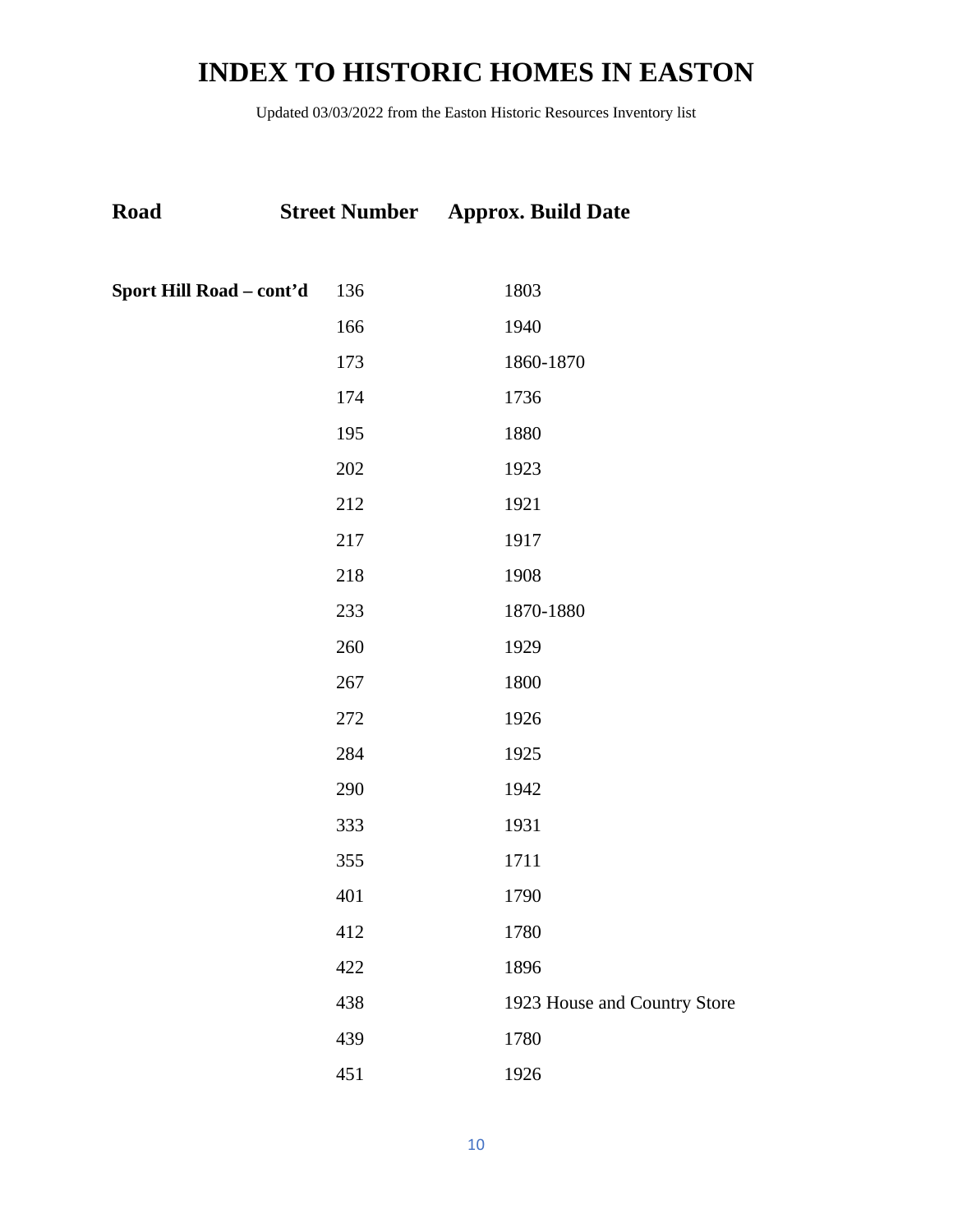# INDEX TO HISTORIC HOMES IN EASTON

Updated 03/03/2022 from the Easton Historic Resources Inventory list

| Road | Street Number | Approx. Build Date |
| --- | --- | --- |
| **Sport Hill Road – cont'd** | 136 | 1803 |
| | 166 | 1940 |
| | 173 | 1860-1870 |
| | 174 | 1736 |
| | 195 | 1880 |
| | 202 | 1923 |
| | 212 | 1921 |
| | 217 | 1917 |
| | 218 | 1908 |
| | 233 | 1870-1880 |
| | 260 | 1929 |
| | 267 | 1800 |
| | 272 | 1926 |
| | 284 | 1925 |
| | 290 | 1942 |
| | 333 | 1931 |
| | 355 | 1711 |
| | 401 | 1790 |
| | 412 | 1780 |
| | 422 | 1896 |
| | 438 | 1923 House and Country Store |
| | 439 | 1780 |
| | 451 | 1926 |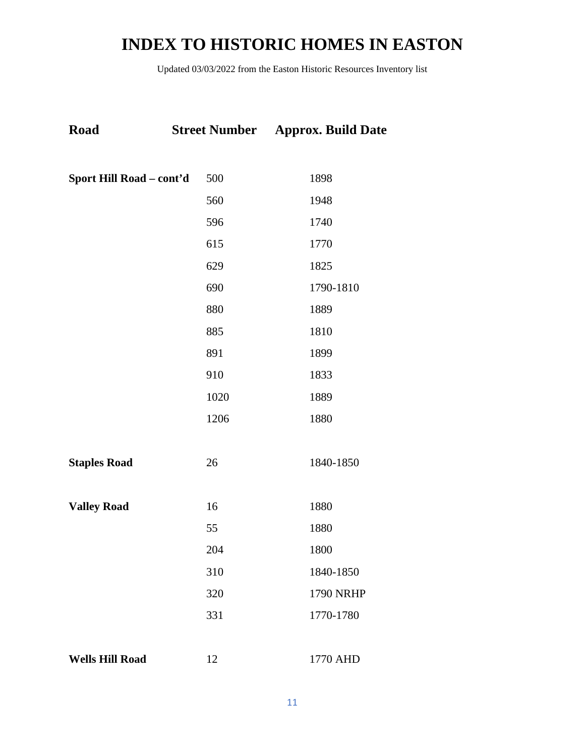# INDEX TO HISTORIC HOMES IN EASTON

Updated 03/03/2022 from the Easton Historic Resources Inventory list

| Road | Street Number | Approx. Build Date |
|---|---|---|
| **Sport Hill Road – cont'd** | 500 | 1898 |
| | 560 | 1948 |
| | 596 | 1740 |
| | 615 | 1770 |
| | 629 | 1825 |
| | 690 | 1790-1810 |
| | 880 | 1889 |
| | 885 | 1810 |
| | 891 | 1899 |
| | 910 | 1833 |
| | 1020 | 1889 |
| | 1206 | 1880 |
| **Staples Road** | 26 | 1840-1850 |
| **Valley Road** | 16 | 1880 |
| | 55 | 1880 |
| | 204 | 1800 |
| | 310 | 1840-1850 |
| | 320 | 1790 NRHP |
| | 331 | 1770-1780 |
| **Wells Hill Road** | 12 | 1770 AHD |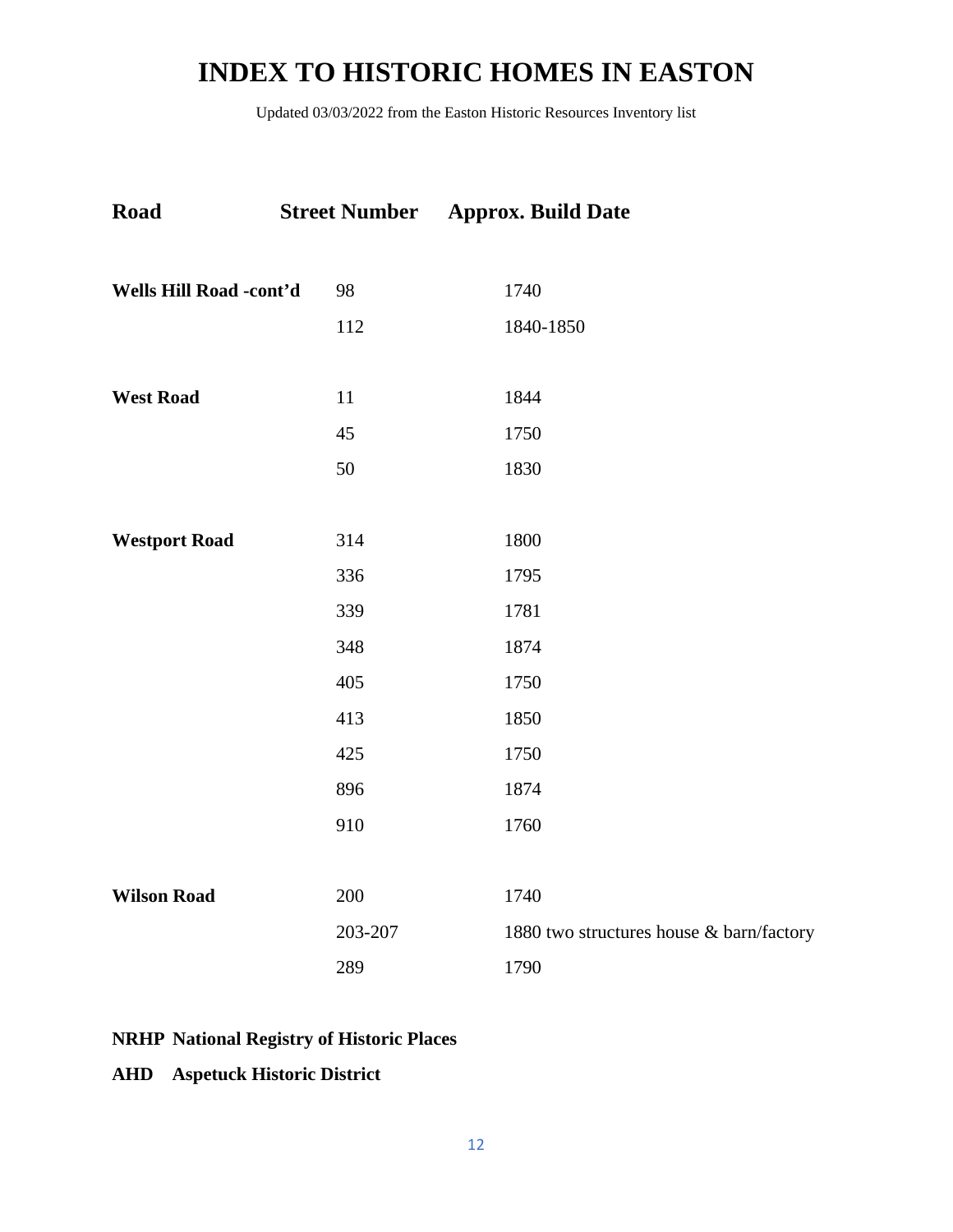# INDEX TO HISTORIC HOMES IN EASTON

Updated 03/03/2022 from the Easton Historic Resources Inventory list

| Road | Street Number | Approx. Build Date |
|---|---|---|
| **Wells Hill Road -cont'd** | 98 | 1740 |
| | 112 | 1840-1850 |
| **West Road** | 11 | 1844 |
| | 45 | 1750 |
| | 50 | 1830 |
| **Westport Road** | 314 | 1800 |
| | 336 | 1795 |
| | 339 | 1781 |
| | 348 | 1874 |
| | 405 | 1750 |
| | 413 | 1850 |
| | 425 | 1750 |
| | 896 | 1874 |
| | 910 | 1760 |
| **Wilson Road** | 200 | 1740 |
| | 203-207 | 1880 two structures house & barn/factory |
| | 289 | 1790 |

**NRHP National Registry of Historic Places**

**AHD Aspetuck Historic District**